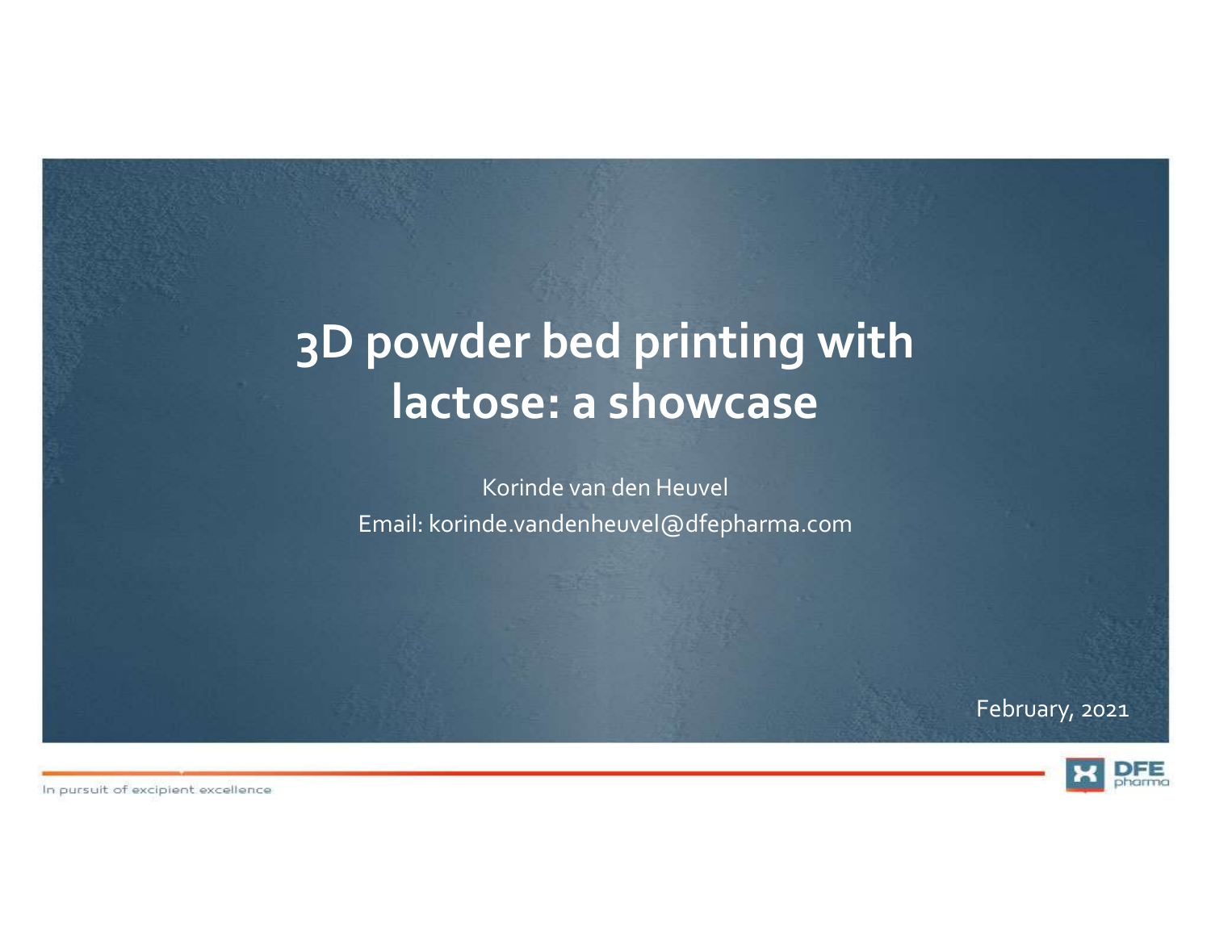# 3D powder bed printing with lactose: a showcase

Korinde van den Heuvel

Email: korinde.vandenheuvel@dfepharma.com

February, 2021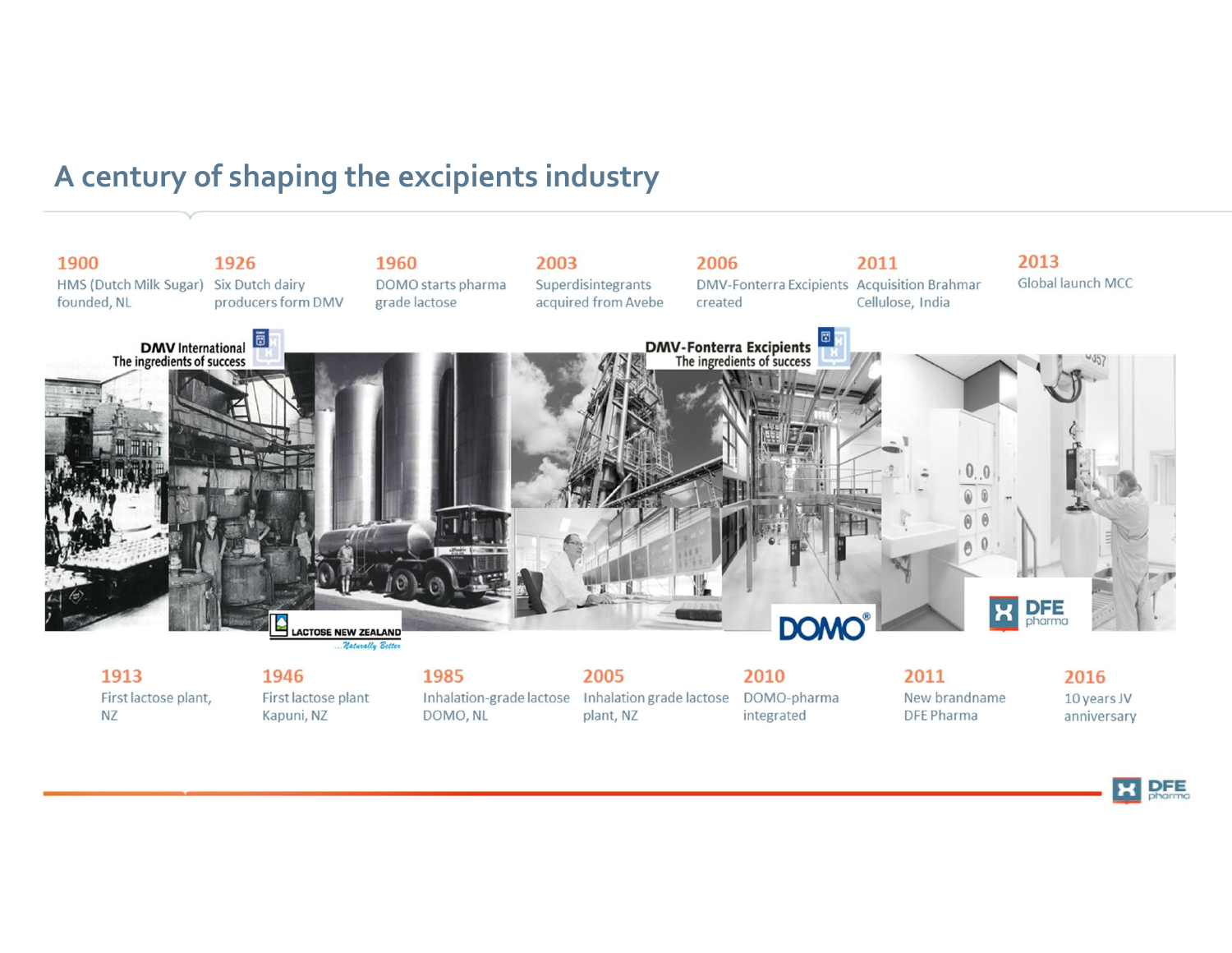# A century of shaping the excipients industry

**1900**
HMS (Dutch Milk Sugar) founded, NL

**1926**
Six Dutch dairy producers form DMV

**1960**
DOMO starts pharma grade lactose

**2003**
Superdisintegrants acquired from Avebe

**2006**
DMV-Fonterra Excipients created

**2011**
Acquisition Brahmar Cellulose, India

**2013**
Global launch MCC

**1913**
First lactose plant, NZ

**1946**
First lactose plant Kapuni, NZ

**1985**
Inhalation-grade lactose DOMO, NL

**2005**
Inhalation grade lactose plant, NZ

**2010**
DOMO-pharma integrated

**2011**
New brandname DFE Pharma

**2016**
10 years JV anniversary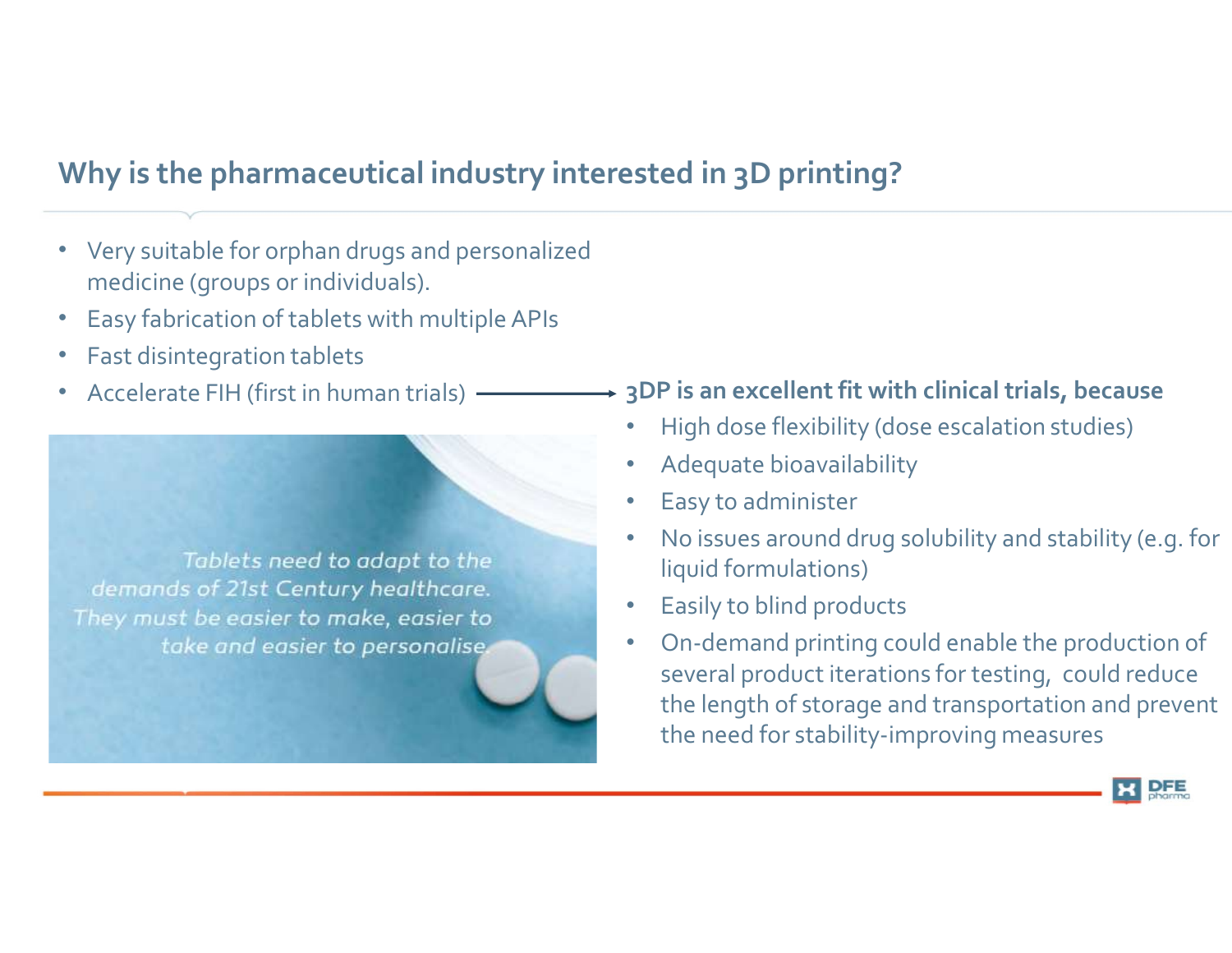## Why is the pharmaceutical industry interested in 3D printing?

- Very suitable for orphan drugs and personalized medicine (groups or individuals).
- Easy fabrication of tablets with multiple APIs
- Fast disintegration tablets
- Accelerate FIH (first in human trials) → **3DP is an excellent fit with clinical trials, because**
  - High dose flexibility (dose escalation studies)
  - Adequate bioavailability
  - Easy to administer
  - No issues around drug solubility and stability (e.g. for liquid formulations)
  - Easily to blind products
  - On-demand printing could enable the production of several product iterations for testing, could reduce the length of storage and transportation and prevent the need for stability-improving measures

*Tablets need to adapt to the demands of 21st Century healthcare. They must be easier to make, easier to take and easier to personalise.*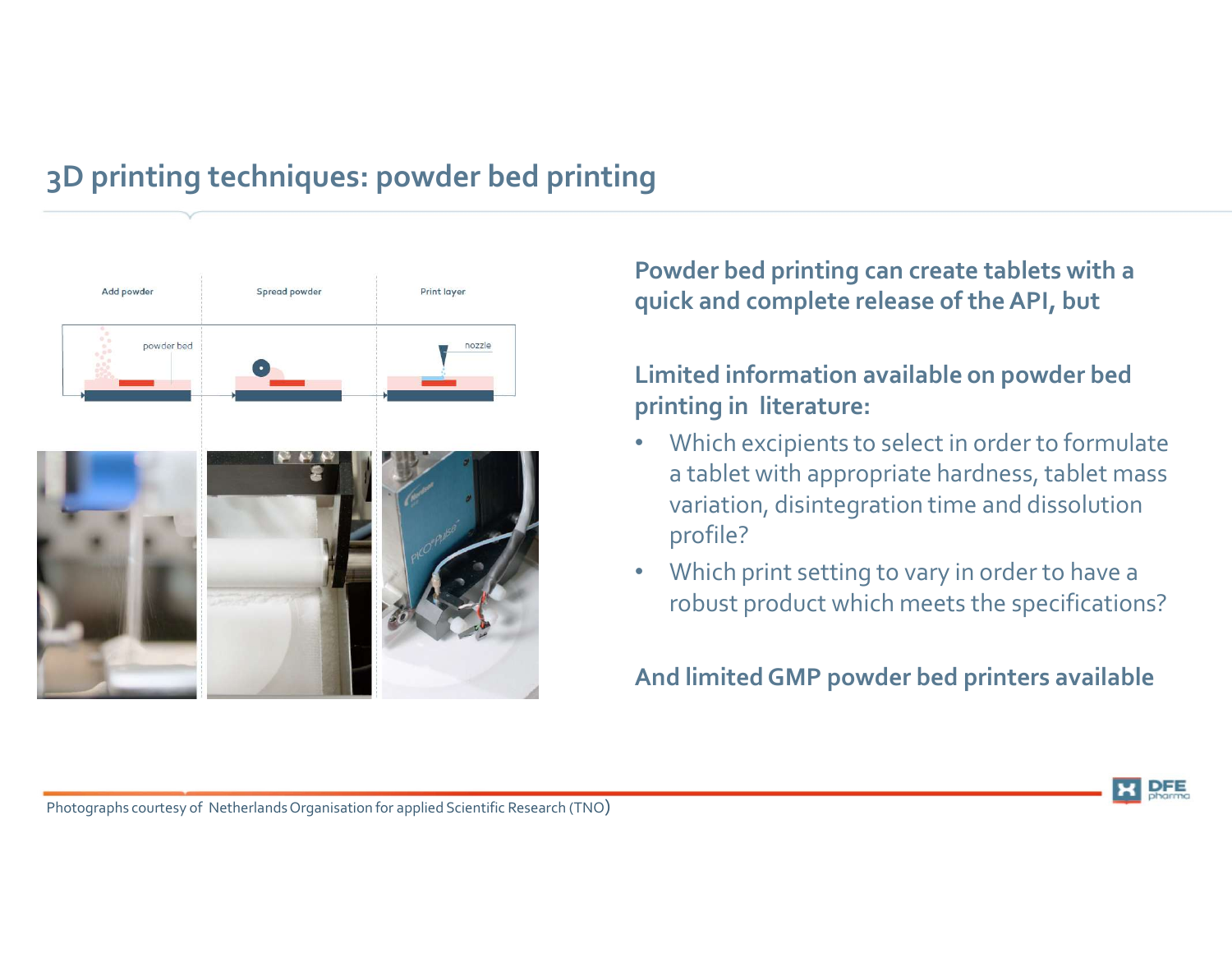# 3D printing techniques: powder bed printing

Add powder | Spread powder | Print layer

powder bed | nozzle

**Powder bed printing can create tablets with a quick and complete release of the API, but**

**Limited information available on powder bed printing in literature:**

- Which excipients to select in order to formulate a tablet with appropriate hardness, tablet mass variation, disintegration time and dissolution profile?
- Which print setting to vary in order to have a robust product which meets the specifications?

**And limited GMP powder bed printers available**

Photographs courtesy of Netherlands Organisation for applied Scientific Research (TNO)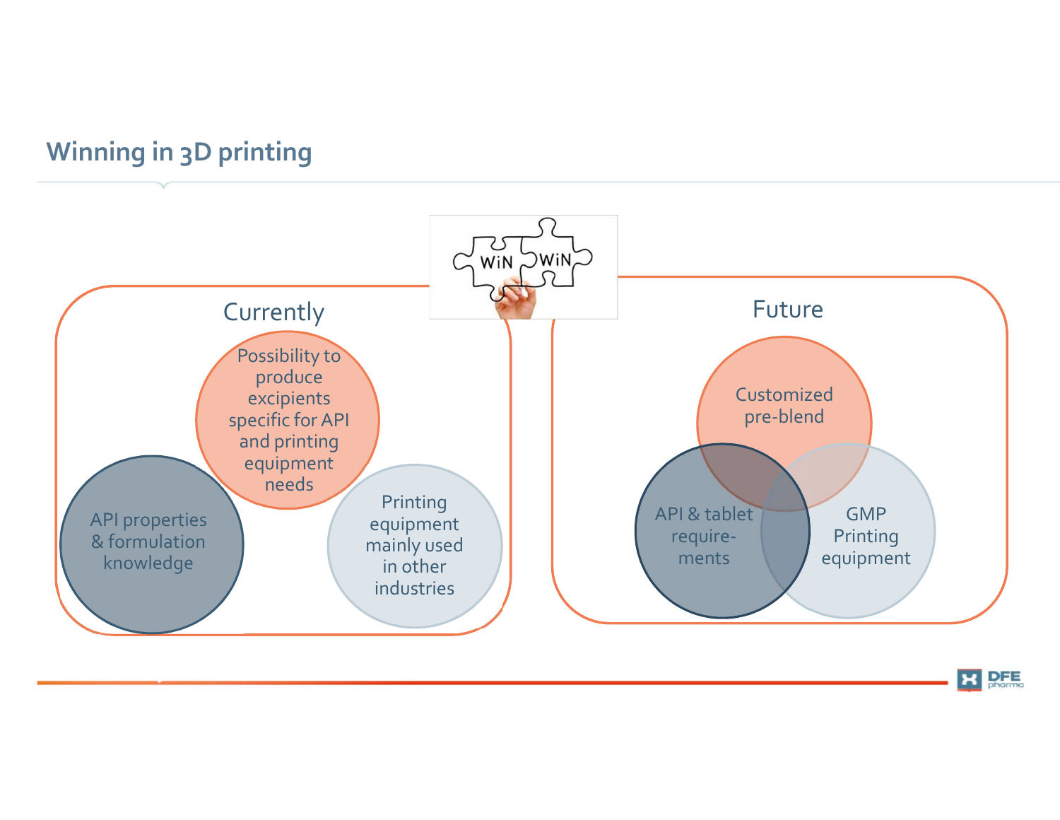# Winning in 3D printing

## Currently

- Possibility to produce excipients specific for API and printing equipment needs
- API properties & formulation knowledge
- Printing equipment mainly used in other industries

## Future

- Customized pre-blend
- API & tablet require-ments
- GMP Printing equipment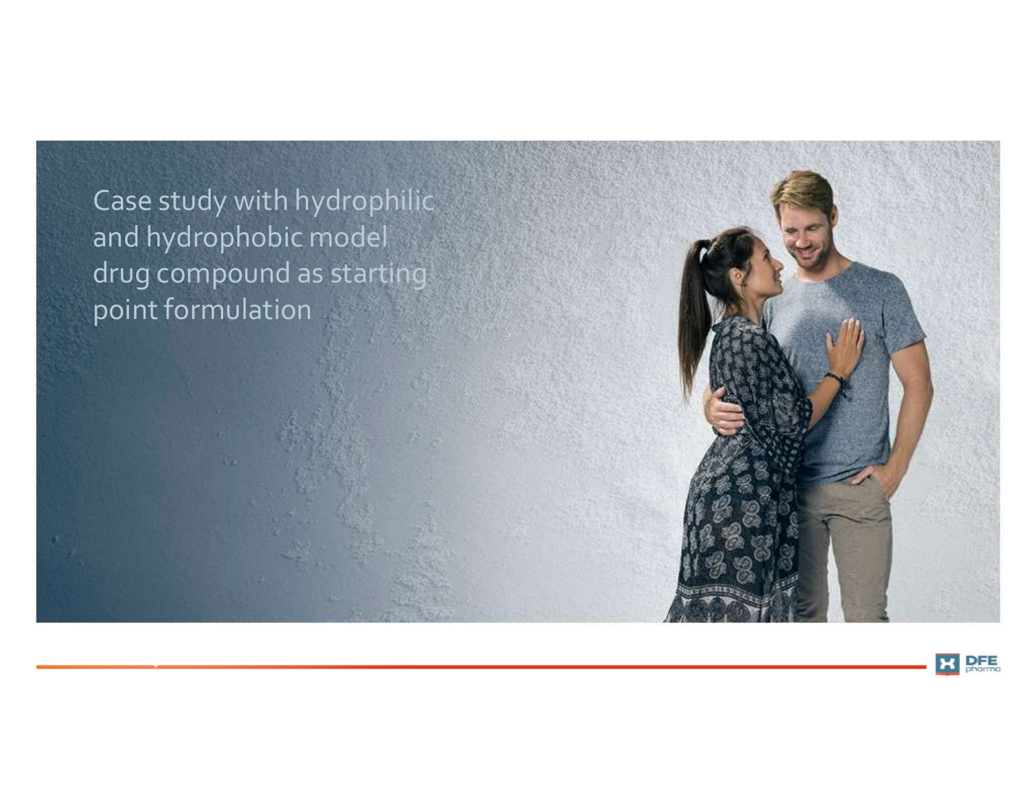# Case study with hydrophilic and hydrophobic model drug compound as starting point formulation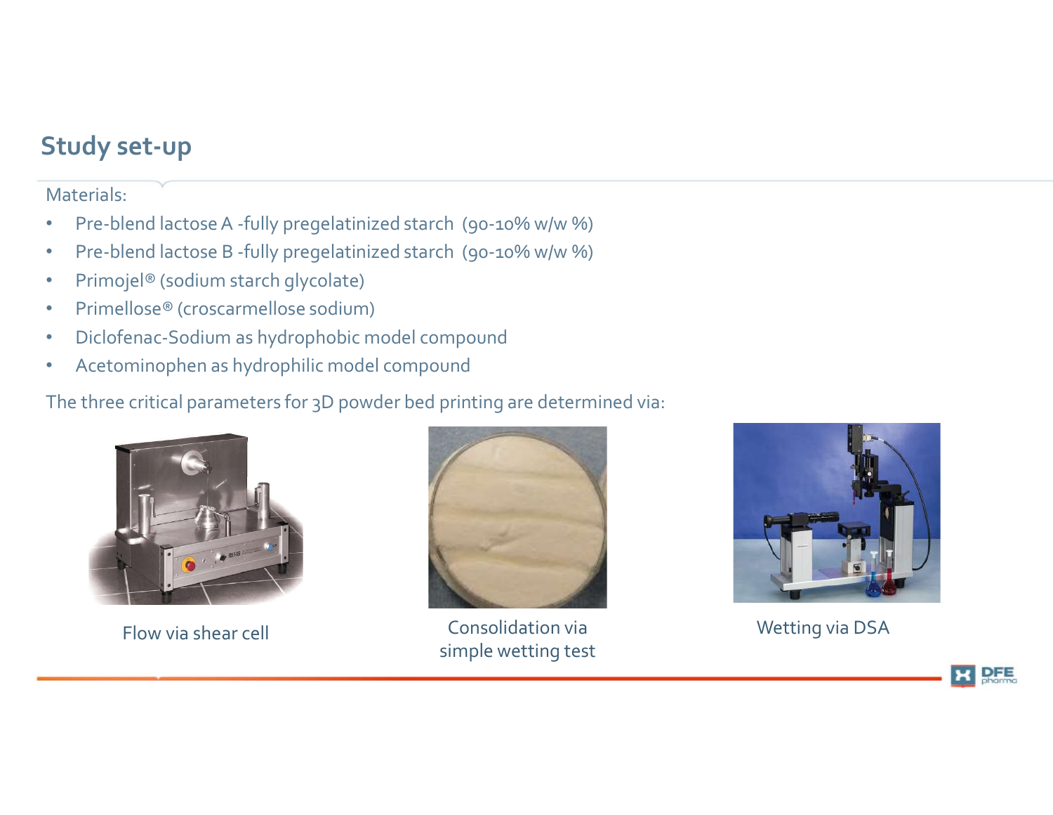## Study set-up

Materials:

- Pre-blend lactose A -fully pregelatinized starch (90-10% w/w %)
- Pre-blend lactose B -fully pregelatinized starch (90-10% w/w %)
- Primojel® (sodium starch glycolate)
- Primellose® (croscarmellose sodium)
- Diclofenac-Sodium as hydrophobic model compound
- Acetominophen as hydrophilic model compound

The three critical parameters for 3D powder bed printing are determined via:

Flow via shear cell

Consolidation via simple wetting test

Wetting via DSA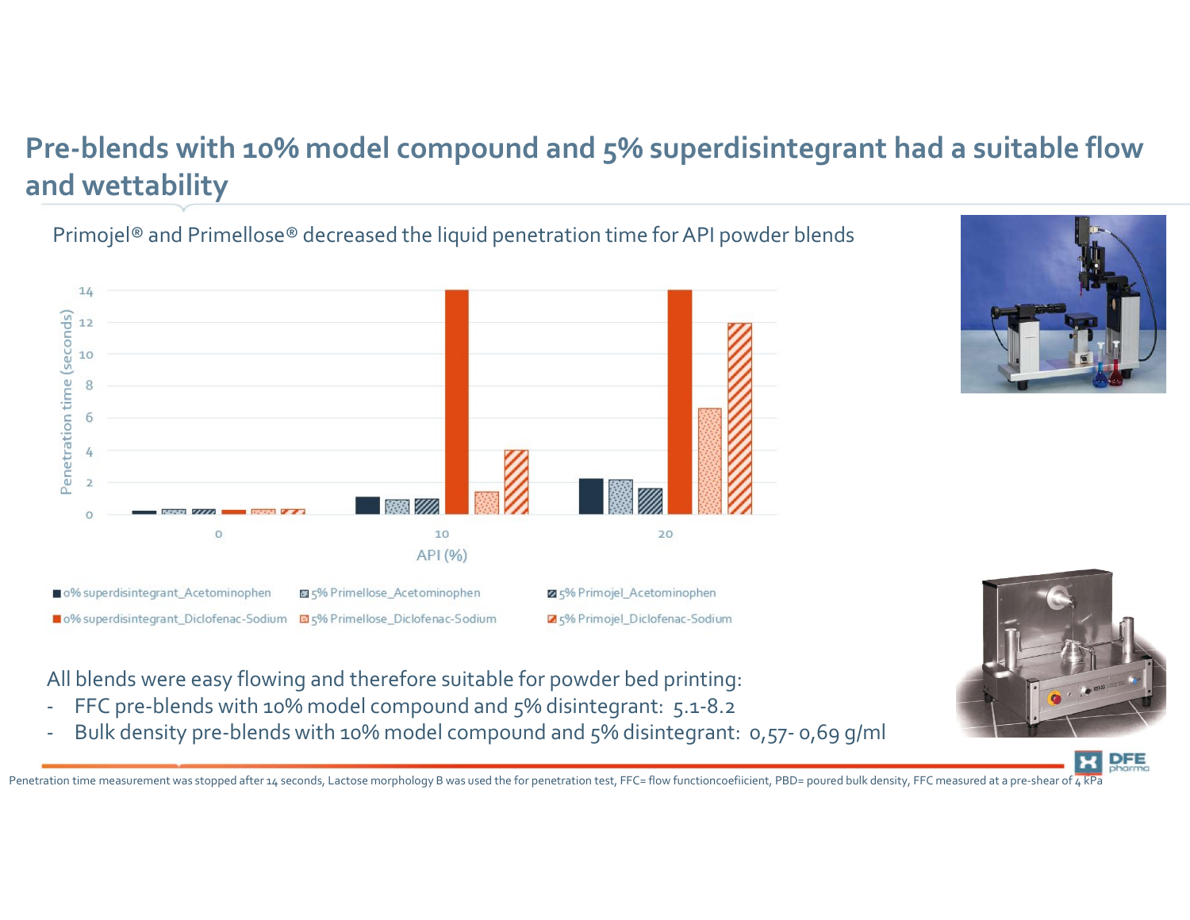# Pre-blends with 10% model compound and 5% superdisintegrant had a suitable flow and wettability

Primojel® and Primellose® decreased the liquid penetration time for API powder blends

All blends were easy flowing and therefore suitable for powder bed printing:

- FFC pre-blends with 10% model compound and 5% disintegrant: 5.1-8.2
- Bulk density pre-blends with 10% model compound and 5% disintegrant: 0,57- 0,69 g/ml

Penetration time measurement was stopped after 14 seconds, Lactose morphology B was used the for penetration test, FFC= flow functioncoefiicient, PBD= poured bulk density, FFC measured at a pre-shear of 4 kPa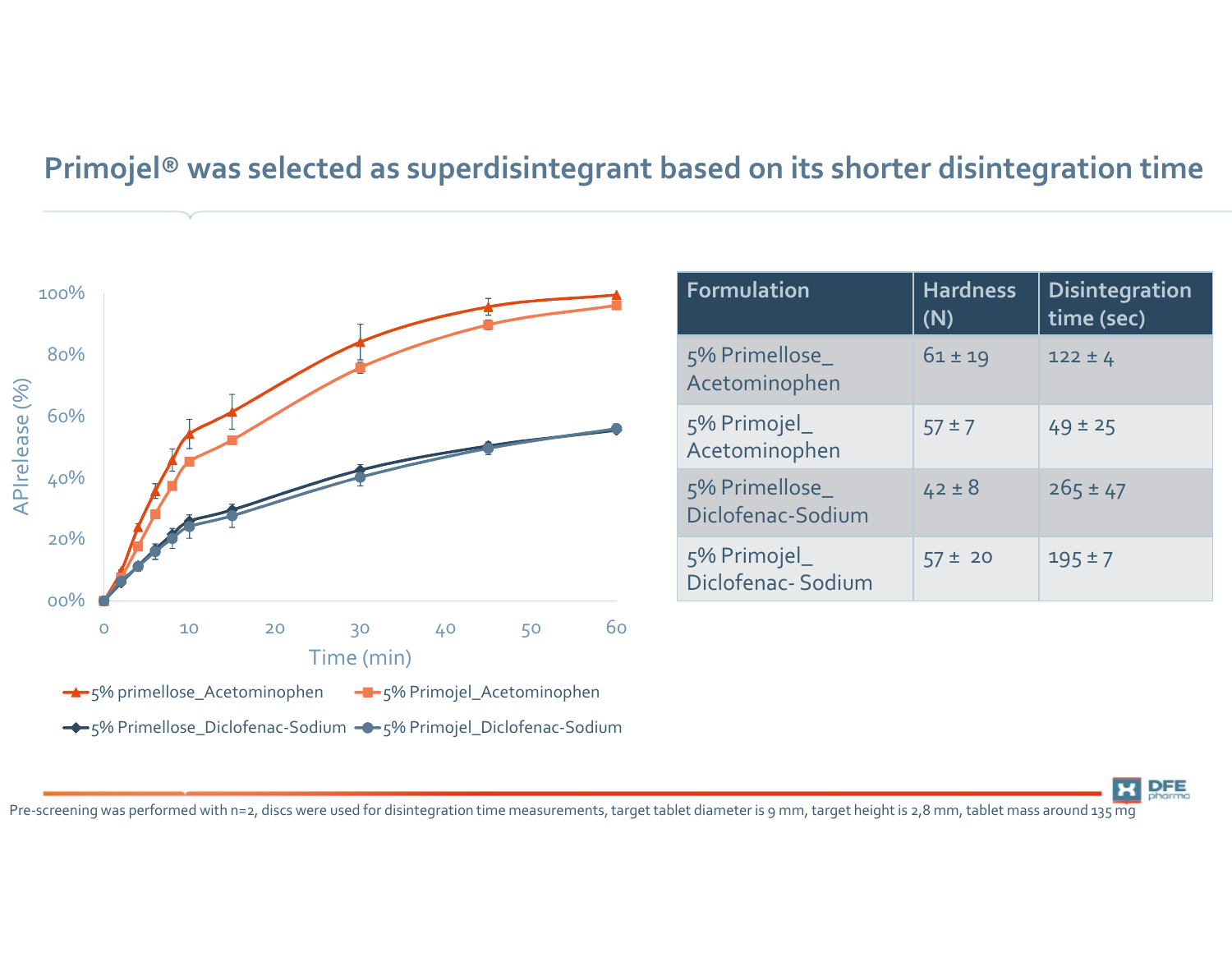# Primojel® was selected as superdisintegrant based on its shorter disintegration time

| Formulation | Hardness (N) | Disintegration time (sec) |
|---|---|---|
| 5% Primellose_ Acetominophen | 61 ± 19 | 122 ± 4 |
| 5% Primojel_ Acetominophen | 57 ± 7 | 49 ± 25 |
| 5% Primellose_ Diclofenac-Sodium | 42 ± 8 | 265 ± 47 |
| 5% Primojel_ Diclofenac- Sodium | 57 ± 20 | 195 ± 7 |

Pre-screening was performed with n=2, discs were used for disintegration time measurements, target tablet diameter is 9 mm, target height is 2,8 mm, tablet mass around 135 mg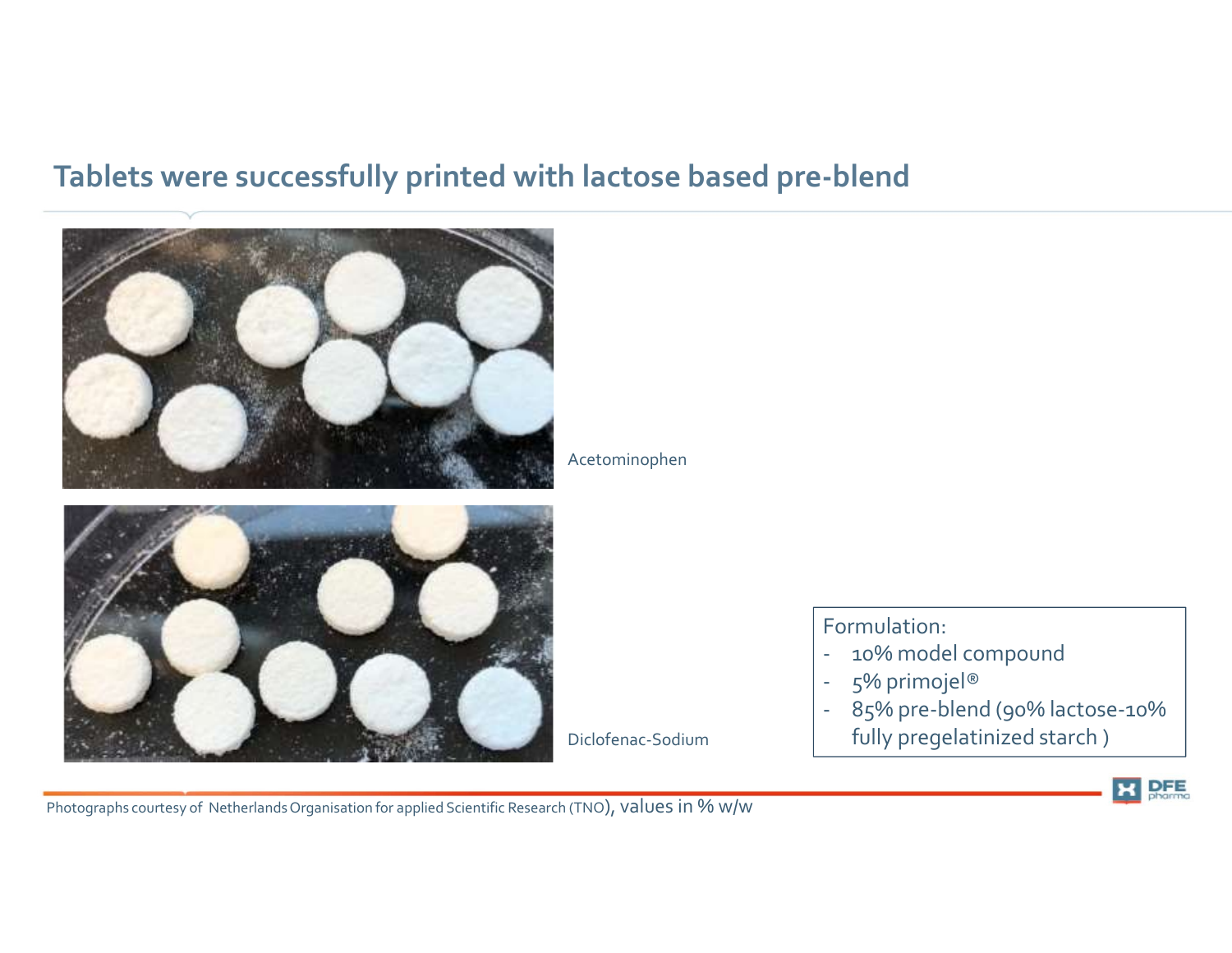## Tablets were successfully printed with lactose based pre-blend

Acetominophen

Diclofenac-Sodium

Formulation:

- 10% model compound
- 5% primojel®
- 85% pre-blend (90% lactose-10% fully pregelatinized starch )

Photographs courtesy of Netherlands Organisation for applied Scientific Research (TNO), values in % w/w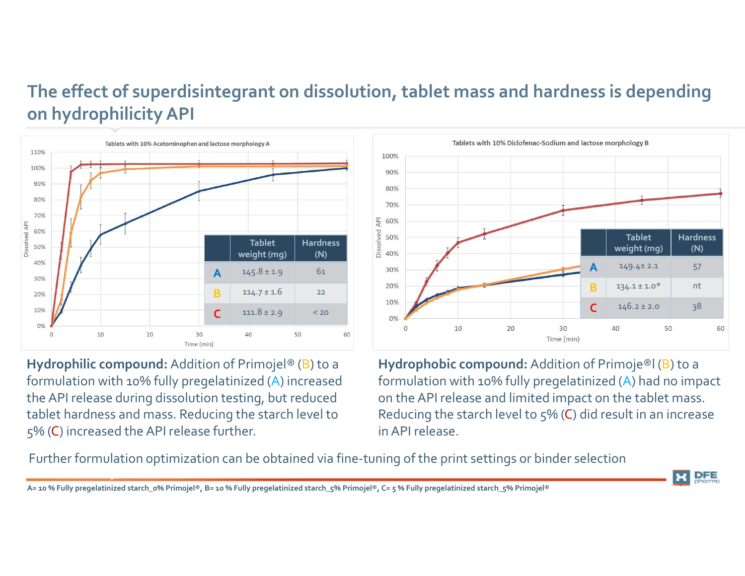# The effect of superdisintegrant on dissolution, tablet mass and hardness is depending on hydrophilicity API

**Tablets with 10% Acetominophen and lactose morphology A**

| | Tablet weight (mg) | Hardness (N) |
|---|---|---|
| A | 145.8 ± 1.9 | 61 |
| B | 114.7 ± 1.6 | 22 |
| C | 111.8 ± 2.9 | < 20 |

**Hydrophilic compound:** Addition of Primojel® (B) to a formulation with 10% fully pregelatinized (A) increased the API release during dissolution testing, but reduced tablet hardness and mass. Reducing the starch level to 5% (C) increased the API release further.

**Tablets with 10% Diclofenac-Sodium and lactose morphology B**

| | Tablet weight (mg) | Hardness (N) |
|---|---|---|
| A | 149.4± 2.1 | 57 |
| B | 134.1 ± 1.0* | nt |
| C | 146.2 ± 2.0 | 38 |

**Hydrophobic compound:** Addition of Primoje®l (B) to a formulation with 10% fully pregelatinized (A) had no impact on the API release and limited impact on the tablet mass. Reducing the starch level to 5% (C) did result in an increase in API release.

Further formulation optimization can be obtained via fine-tuning of the print settings or binder selection

A= 10 % Fully pregelatinized starch_0% Primojel®, B= 10 % Fully pregelatinized starch_5% Primojel®, C= 5 % Fully pregelatinized starch_5% Primojel®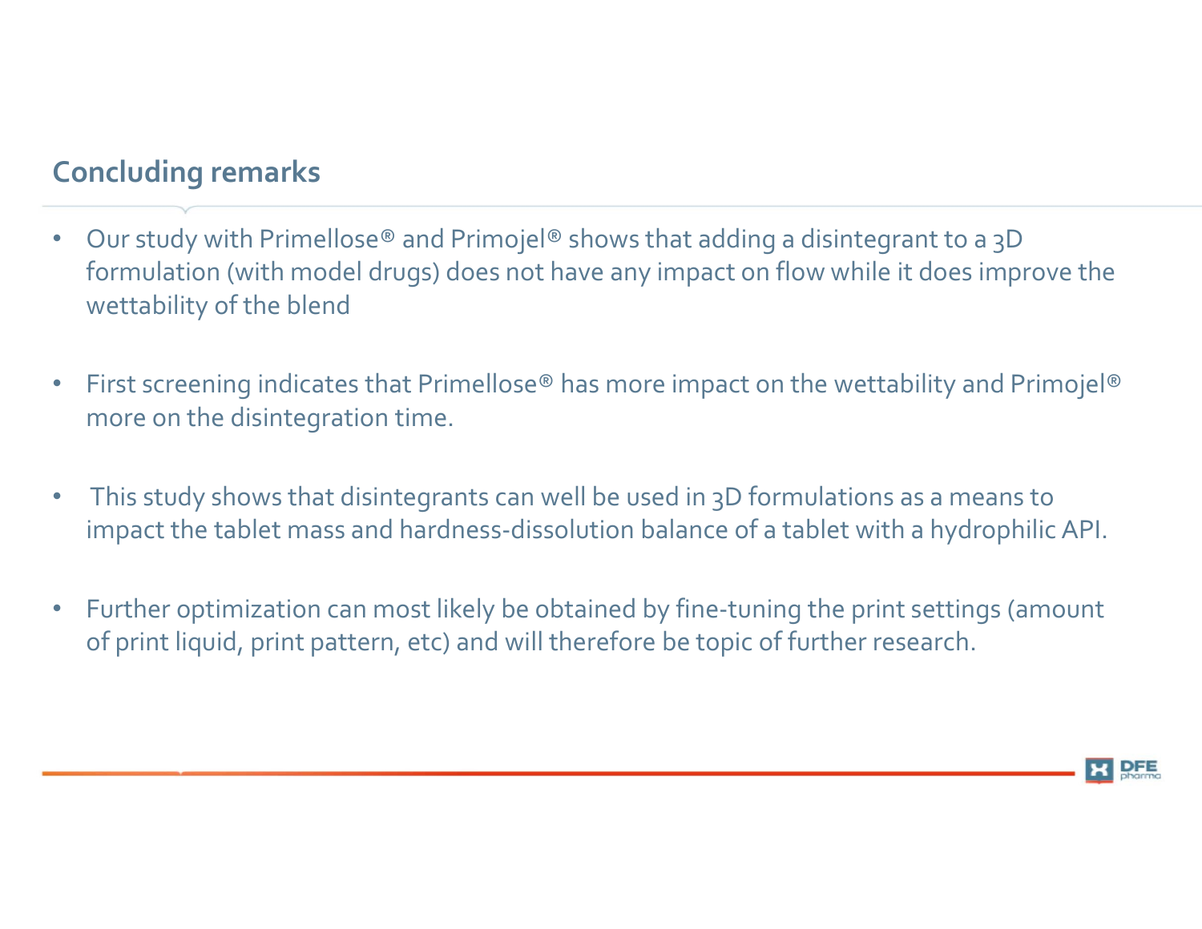## Concluding remarks

- Our study with Primellose® and Primojel® shows that adding a disintegrant to a 3D formulation (with model drugs) does not have any impact on flow while it does improve the wettability of the blend
- First screening indicates that Primellose® has more impact on the wettability and Primojel® more on the disintegration time.
- This study shows that disintegrants can well be used in 3D formulations as a means to impact the tablet mass and hardness-dissolution balance of a tablet with a hydrophilic API.
- Further optimization can most likely be obtained by fine-tuning the print settings (amount of print liquid, print pattern, etc) and will therefore be topic of further research.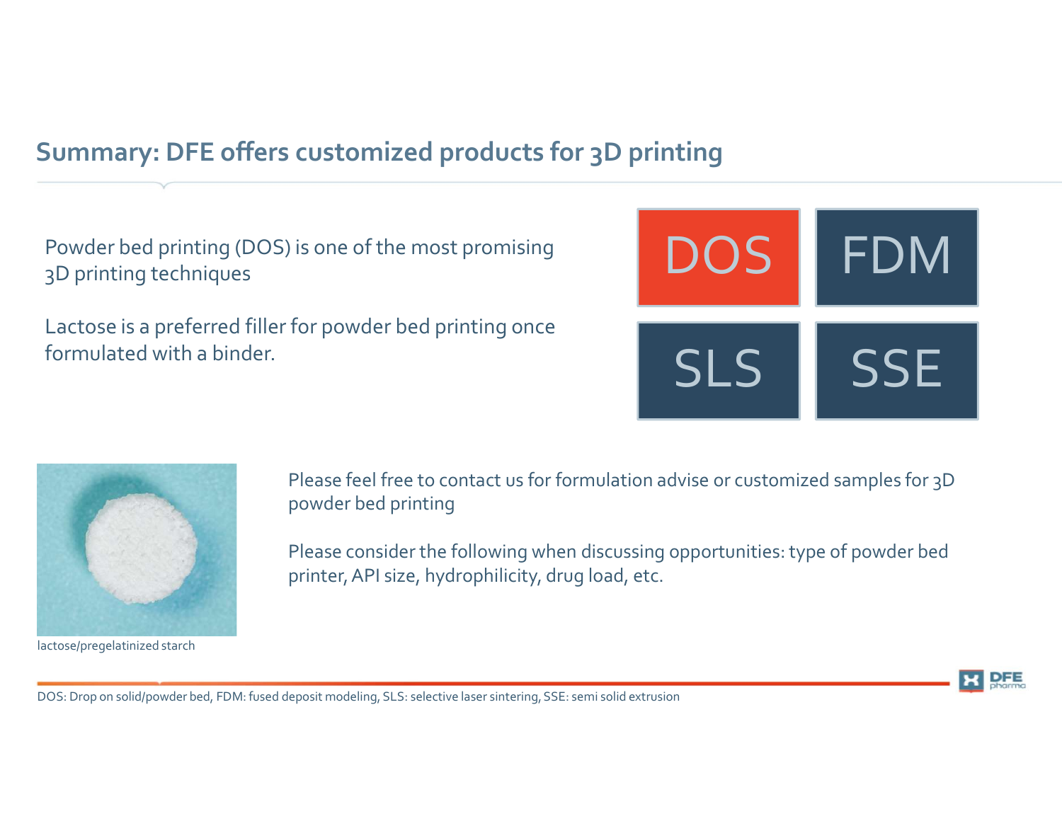## Summary: DFE offers customized products for 3D printing

Powder bed printing (DOS) is one of the most promising 3D printing techniques

Lactose is a preferred filler for powder bed printing once formulated with a binder.

DOS | FDM | SLS | SSE

lactose/pregelatinized starch

Please feel free to contact us for formulation advise or customized samples for 3D powder bed printing

Please consider the following when discussing opportunities: type of powder bed printer, API size, hydrophilicity, drug load, etc.

DOS: Drop on solid/powder bed, FDM: fused deposit modeling, SLS: selective laser sintering, SSE: semi solid extrusion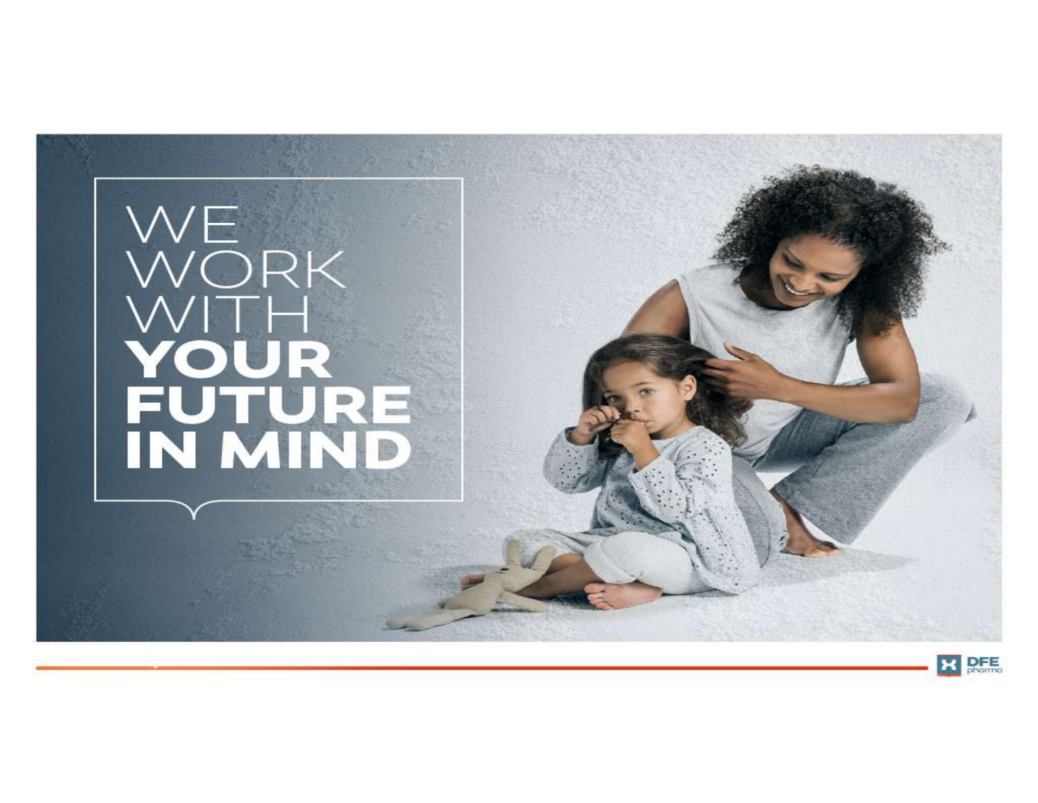WE WORK WITH **YOUR FUTURE IN MIND**

DFE pharma